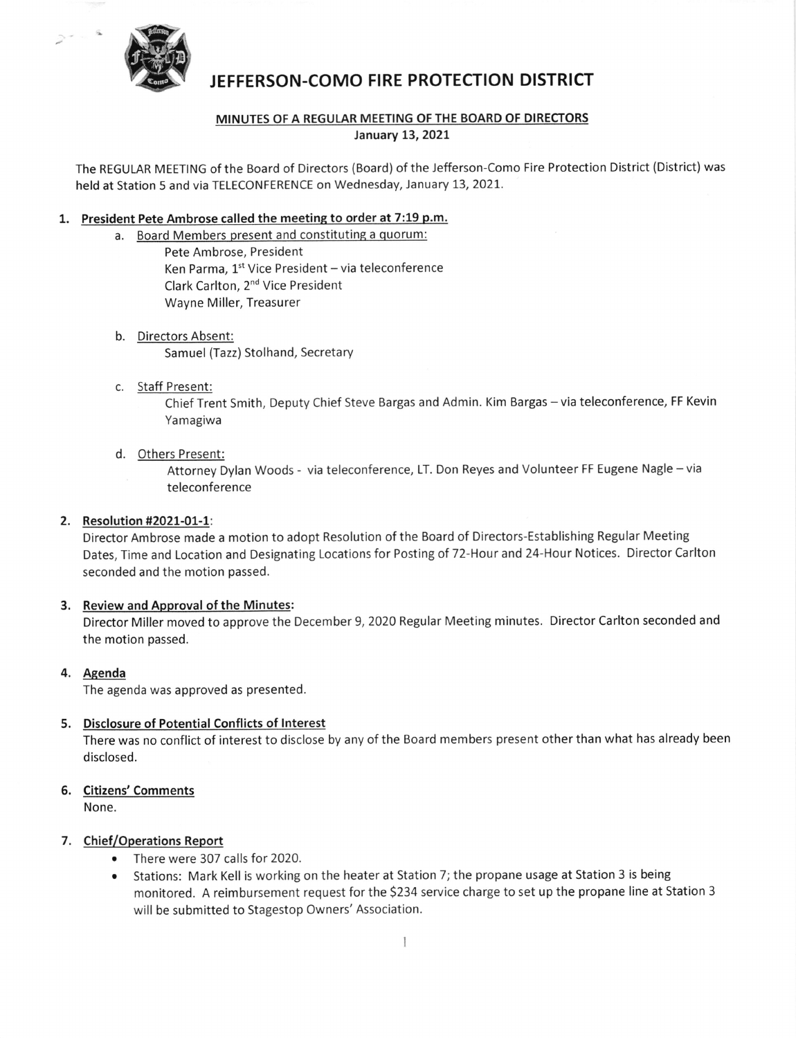# JEFFERSON-COMO FIRE PROTECTION DISTRICT

## MINUTES OF A REGULAR MEETING OF THE BOARD OF DIRECTORS

**January 13, 2021**

The REGULAR MEETING of the Board of Directors (Board) of the Jefferson-Como Fire Protection District (District) was held at Station 5 and via TELECONFERENCE on Wednesday, January 13, 2021.

1. **President Pete Ambrose called the meeting to order at 7:19 p.m.**
   a. Board Members present and constituting a quorum:
      Pete Ambrose, President
      Ken Parma, 1st Vice President – via teleconference
      Clark Carlton, 2nd Vice President
      Wayne Miller, Treasurer

   b. Directors Absent:
      Samuel (Tazz) Stolhand, Secretary

   c. Staff Present:
      Chief Trent Smith, Deputy Chief Steve Bargas and Admin. Kim Bargas – via teleconference, FF Kevin Yamagiwa

   d. Others Present:
      Attorney Dylan Woods - via teleconference, LT. Don Reyes and Volunteer FF Eugene Nagle – via teleconference

2. **Resolution #2021-01-1**:
   Director Ambrose made a motion to adopt Resolution of the Board of Directors-Establishing Regular Meeting Dates, Time and Location and Designating Locations for Posting of 72-Hour and 24-Hour Notices. Director Carlton seconded and the motion passed.

3. **Review and Approval of the Minutes:**
   Director Miller moved to approve the December 9, 2020 Regular Meeting minutes. Director Carlton seconded and the motion passed.

4. **Agenda**
   The agenda was approved as presented.

5. **Disclosure of Potential Conflicts of Interest**
   There was no conflict of interest to disclose by any of the Board members present other than what has already been disclosed.

6. **Citizens' Comments**
   None.

7. **Chief/Operations Report**
   - There were 307 calls for 2020.
   - Stations: Mark Kell is working on the heater at Station 7; the propane usage at Station 3 is being monitored. A reimbursement request for the $234 service charge to set up the propane line at Station 3 will be submitted to Stagestop Owners' Association.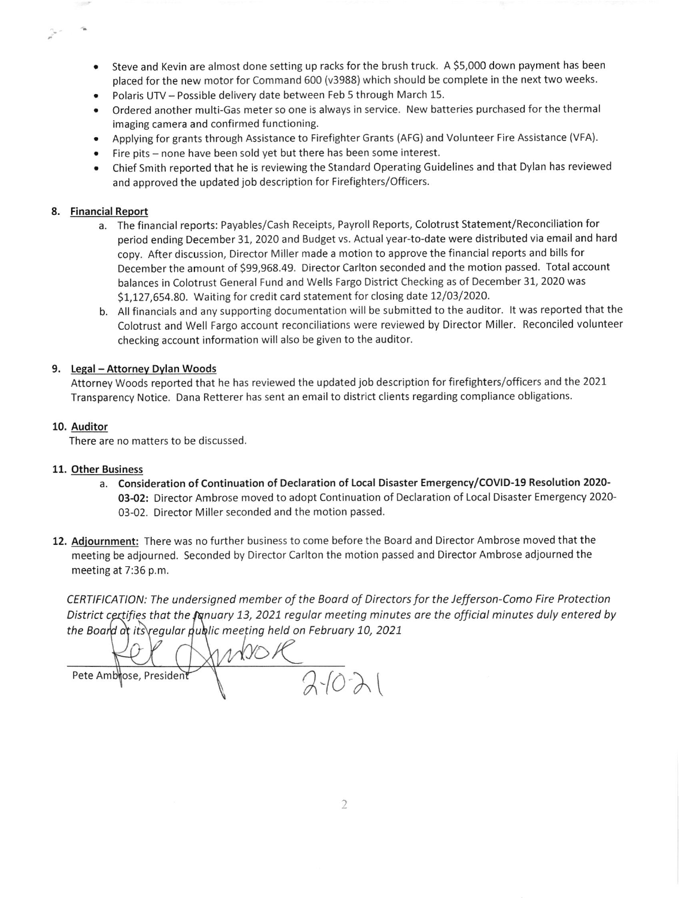- Steve and Kevin are almost done setting up racks for the brush truck. A $5,000 down payment has been placed for the new motor for Command 600 (v3988) which should be complete in the next two weeks.
- Polaris UTV – Possible delivery date between Feb 5 through March 15.
- Ordered another multi-Gas meter so one is always in service. New batteries purchased for the thermal imaging camera and confirmed functioning.
- Applying for grants through Assistance to Firefighter Grants (AFG) and Volunteer Fire Assistance (VFA).
- Fire pits – none have been sold yet but there has been some interest.
- Chief Smith reported that he is reviewing the Standard Operating Guidelines and that Dylan has reviewed and approved the updated job description for Firefighters/Officers.

**8. Financial Report**

a. The financial reports: Payables/Cash Receipts, Payroll Reports, Colotrust Statement/Reconciliation for period ending December 31, 2020 and Budget vs. Actual year-to-date were distributed via email and hard copy. After discussion, Director Miller made a motion to approve the financial reports and bills for December the amount of $99,968.49. Director Carlton seconded and the motion passed. Total account balances in Colotrust General Fund and Wells Fargo District Checking as of December 31, 2020 was $1,127,654.80. Waiting for credit card statement for closing date 12/03/2020.

b. All financials and any supporting documentation will be submitted to the auditor. It was reported that the Colotrust and Well Fargo account reconciliations were reviewed by Director Miller. Reconciled volunteer checking account information will also be given to the auditor.

**9. Legal – Attorney Dylan Woods**

Attorney Woods reported that he has reviewed the updated job description for firefighters/officers and the 2021 Transparency Notice. Dana Retterer has sent an email to district clients regarding compliance obligations.

**10. Auditor**

There are no matters to be discussed.

**11. Other Business**

a. **Consideration of Continuation of Declaration of Local Disaster Emergency/COVID-19 Resolution 2020-03-02:** Director Ambrose moved to adopt Continuation of Declaration of Local Disaster Emergency 2020-03-02. Director Miller seconded and the motion passed.

**12. Adjournment:** There was no further business to come before the Board and Director Ambrose moved that the meeting be adjourned. Seconded by Director Carlton the motion passed and Director Ambrose adjourned the meeting at 7:36 p.m.

*CERTIFICATION: The undersigned member of the Board of Directors for the Jefferson-Como Fire Protection District certifies that the January 13, 2021 regular meeting minutes are the official minutes duly entered by the Board at its regular public meeting held on February 10, 2021*

Pete Ambrose, President 2-10-21